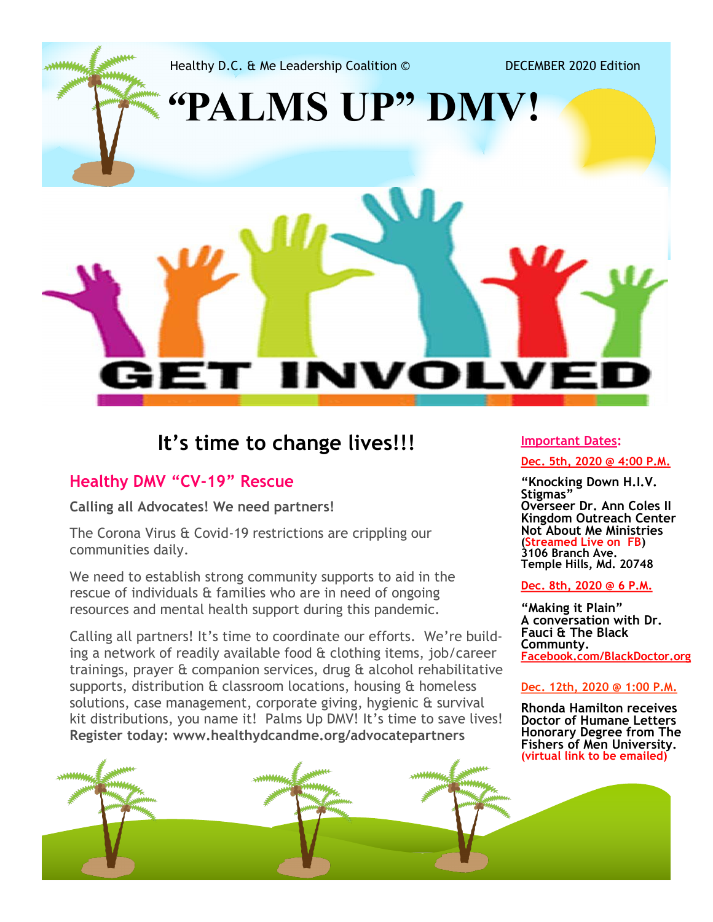Healthy D.C. & Me Leadership Coalition ©  DECEMBER 2020 Edition

# "PALMS UP" DMV!

GET INVOLVED

## It's time to change lives!!!

### Healthy DMV "CV-19" Rescue

**Calling all Advocates! We need partners!**

The Corona Virus & Covid-19 restrictions are crippling our communities daily.

We need to establish strong community supports to aid in the rescue of individuals & families who are in need of ongoing resources and mental health support during this pandemic.

Calling all partners! It's time to coordinate our efforts. We're building a network of readily available food & clothing items, job/career trainings, prayer & companion services, drug & alcohol rehabilitative supports, distribution & classroom locations, housing & homeless solutions, case management, corporate giving, hygienic & survival kit distributions, you name it! Palms Up DMV! It's time to save lives! **Register today: www.healthydcandme.org/advocatepartners**

### Important Dates:

**Dec. 5th, 2020 @ 4:00 P.M.**

**"Knocking Down H.I.V. Stigmas"**
**Overseer Dr. Ann Coles II**
**Kingdom Outreach Center**
**Not About Me Ministries**
**(Streamed Live on FB)**
**3106 Branch Ave.**
**Temple Hills, Md. 20748**

**Dec. 8th, 2020 @ 6 P.M.**

**"Making it Plain"**
**A conversation with Dr. Fauci & The Black Communty.**
**Facebook.com/BlackDoctor.org**

**Dec. 12th, 2020 @ 1:00 P.M.**

**Rhonda Hamilton receives Doctor of Humane Letters Honorary Degree from The Fishers of Men University.**
**(virtual link to be emailed)**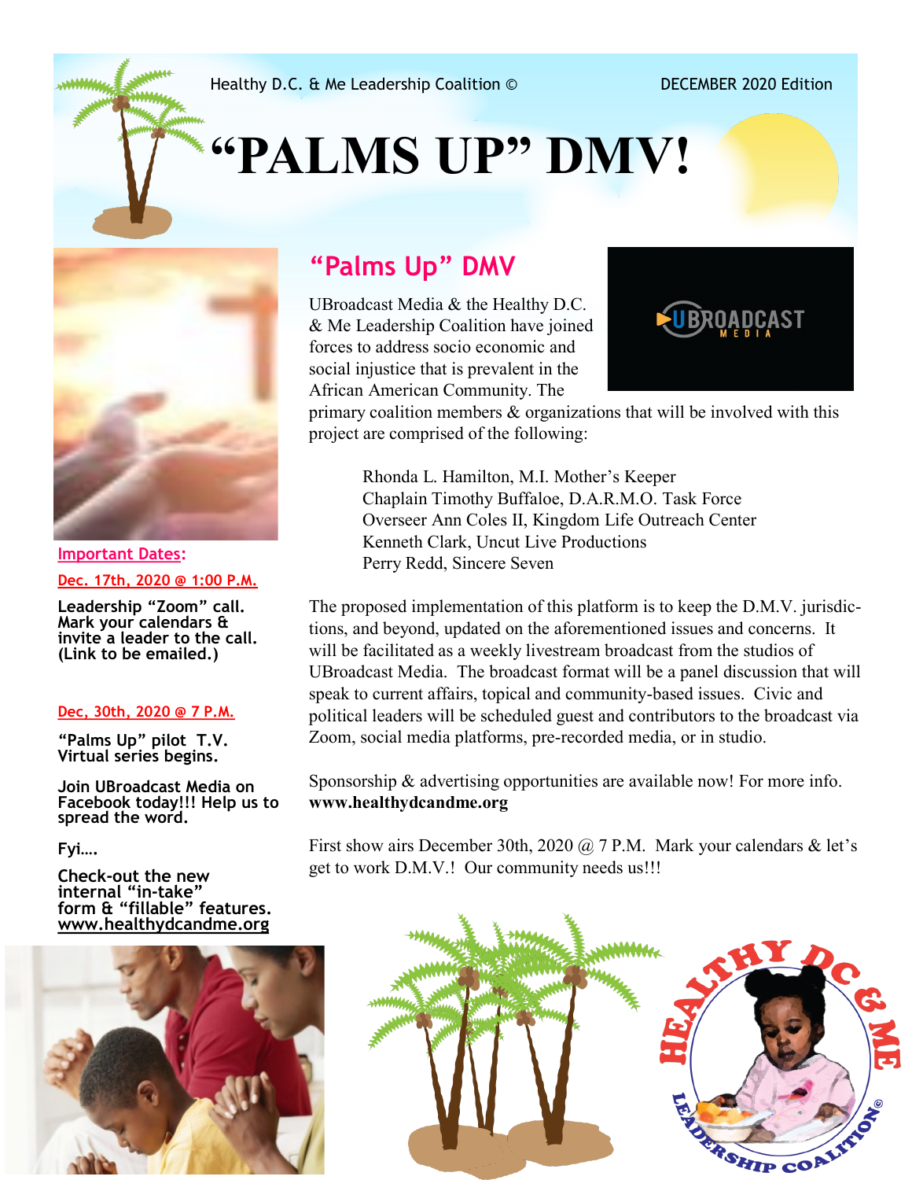Healthy D.C. & Me Leadership Coalition © DECEMBER 2020 Edition

# "PALMS UP" DMV!

## "Palms Up" DMV

UBroadcast Media & the Healthy D.C. & Me Leadership Coalition have joined forces to address socio economic and social injustice that is prevalent in the African American Community. The primary coalition members & organizations that will be involved with this project are comprised of the following:

Rhonda L. Hamilton, M.I. Mother's Keeper
Chaplain Timothy Buffaloe, D.A.R.M.O. Task Force
Overseer Ann Coles II, Kingdom Life Outreach Center
Kenneth Clark, Uncut Live Productions
Perry Redd, Sincere Seven

The proposed implementation of this platform is to keep the D.M.V. jurisdictions, and beyond, updated on the aforementioned issues and concerns. It will be facilitated as a weekly livestream broadcast from the studios of UBroadcast Media. The broadcast format will be a panel discussion that will speak to current affairs, topical and community-based issues. Civic and political leaders will be scheduled guest and contributors to the broadcast via Zoom, social media platforms, pre-recorded media, or in studio.

Sponsorship & advertising opportunities are available now! For more info. **www.healthydcandme.org**

First show airs December 30th, 2020 @ 7 P.M. Mark your calendars & let's get to work D.M.V.! Our community needs us!!!

**Important Dates:**

**Dec. 17th, 2020 @ 1:00 P.M.**

**Leadership "Zoom" call. Mark your calendars & invite a leader to the call. (Link to be emailed.)**

**Dec, 30th, 2020 @ 7 P.M.**

**"Palms Up" pilot T.V. Virtual series begins.**

**Join UBroadcast Media on Facebook today!!! Help us to spread the word.**

**Fyi….**

**Check-out the new internal "in-take" form & "fillable" features. www.healthydcandme.org**